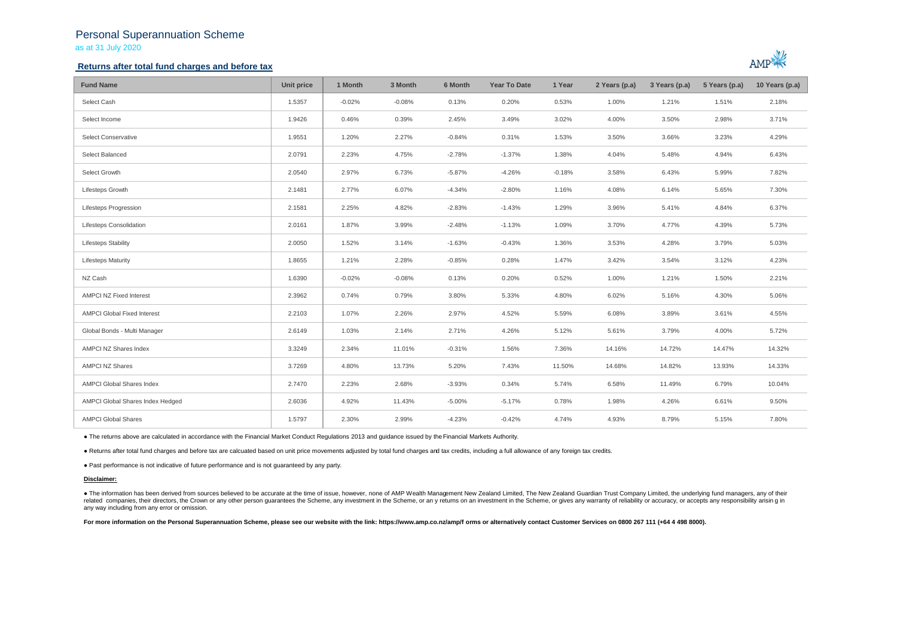# Personal Superannuation Scheme

as at 31 July 2020

## Returns after total fund charges and before tax

| Fund Name | Unit price | 1 Month | 3 Month | 6 Month | Year To Date | 1 Year | 2 Years (p.a) | 3 Years (p.a) | 5 Years (p.a) | 10 Years (p.a) |
|---|---|---|---|---|---|---|---|---|---|---|
| Select Cash | 1.5357 | -0.02% | -0.08% | 0.13% | 0.20% | 0.53% | 1.00% | 1.21% | 1.51% | 2.18% |
| Select Income | 1.9426 | 0.46% | 0.39% | 2.45% | 3.49% | 3.02% | 4.00% | 3.50% | 2.98% | 3.71% |
| Select Conservative | 1.9551 | 1.20% | 2.27% | -0.84% | 0.31% | 1.53% | 3.50% | 3.66% | 3.23% | 4.29% |
| Select Balanced | 2.0791 | 2.23% | 4.75% | -2.78% | -1.37% | 1.38% | 4.04% | 5.48% | 4.94% | 6.43% |
| Select Growth | 2.0540 | 2.97% | 6.73% | -5.87% | -4.26% | -0.18% | 3.58% | 6.43% | 5.99% | 7.82% |
| Lifesteps Growth | 2.1481 | 2.77% | 6.07% | -4.34% | -2.80% | 1.16% | 4.08% | 6.14% | 5.65% | 7.30% |
| Lifesteps Progression | 2.1581 | 2.25% | 4.82% | -2.83% | -1.43% | 1.29% | 3.96% | 5.41% | 4.84% | 6.37% |
| Lifesteps Consolidation | 2.0161 | 1.87% | 3.99% | -2.48% | -1.13% | 1.09% | 3.70% | 4.77% | 4.39% | 5.73% |
| Lifesteps Stability | 2.0050 | 1.52% | 3.14% | -1.63% | -0.43% | 1.36% | 3.53% | 4.28% | 3.79% | 5.03% |
| Lifesteps Maturity | 1.8655 | 1.21% | 2.28% | -0.85% | 0.28% | 1.47% | 3.42% | 3.54% | 3.12% | 4.23% |
| NZ Cash | 1.6390 | -0.02% | -0.08% | 0.13% | 0.20% | 0.52% | 1.00% | 1.21% | 1.50% | 2.21% |
| AMPCI NZ Fixed Interest | 2.3962 | 0.74% | 0.79% | 3.80% | 5.33% | 4.80% | 6.02% | 5.16% | 4.30% | 5.06% |
| AMPCI Global Fixed Interest | 2.2103 | 1.07% | 2.26% | 2.97% | 4.52% | 5.59% | 6.08% | 3.89% | 3.61% | 4.55% |
| Global Bonds - Multi Manager | 2.6149 | 1.03% | 2.14% | 2.71% | 4.26% | 5.12% | 5.61% | 3.79% | 4.00% | 5.72% |
| AMPCI NZ Shares Index | 3.3249 | 2.34% | 11.01% | -0.31% | 1.56% | 7.36% | 14.16% | 14.72% | 14.47% | 14.32% |
| AMPCI NZ Shares | 3.7269 | 4.80% | 13.73% | 5.20% | 7.43% | 11.50% | 14.68% | 14.82% | 13.93% | 14.33% |
| AMPCI Global Shares Index | 2.7470 | 2.23% | 2.68% | -3.93% | 0.34% | 5.74% | 6.58% | 11.49% | 6.79% | 10.04% |
| AMPCI Global Shares Index Hedged | 2.6036 | 4.92% | 11.43% | -5.00% | -5.17% | 0.78% | 1.98% | 4.26% | 6.61% | 9.50% |
| AMPCI Global Shares | 1.5797 | 2.30% | 2.99% | -4.23% | -0.42% | 4.74% | 4.93% | 8.79% | 5.15% | 7.80% |

- The returns above are calculated in accordance with the Financial Market Conduct Regulations 2013 and guidance issued by the Financial Markets Authority.
- Returns after total fund charges and before tax are calcuated based on unit price movements adjusted by total fund charges and tax credits, including a full allowance of any foreign tax credits.
- Past performance is not indicative of future performance and is not guaranteed by any party.

**Disclaimer:**

- The information has been derived from sources believed to be accurate at the time of issue, however, none of AMP Wealth Management New Zealand Limited, The New Zealand Guardian Trust Company Limited, the underlying fund managers, any of their related companies, their directors, the Crown or any other person guarantees the Scheme, any investment in the Scheme, or an y returns on an investment in the Scheme, or gives any warranty of reliability or accuracy, or accepts any responsibility arisin g in any way including from any error or omission.

**For more information on the Personal Superannuation Scheme, please see our website with the link: https://www.amp.co.nz/amp/f orms or alternatively contact Customer Services on 0800 267 111 (+64 4 498 8000).**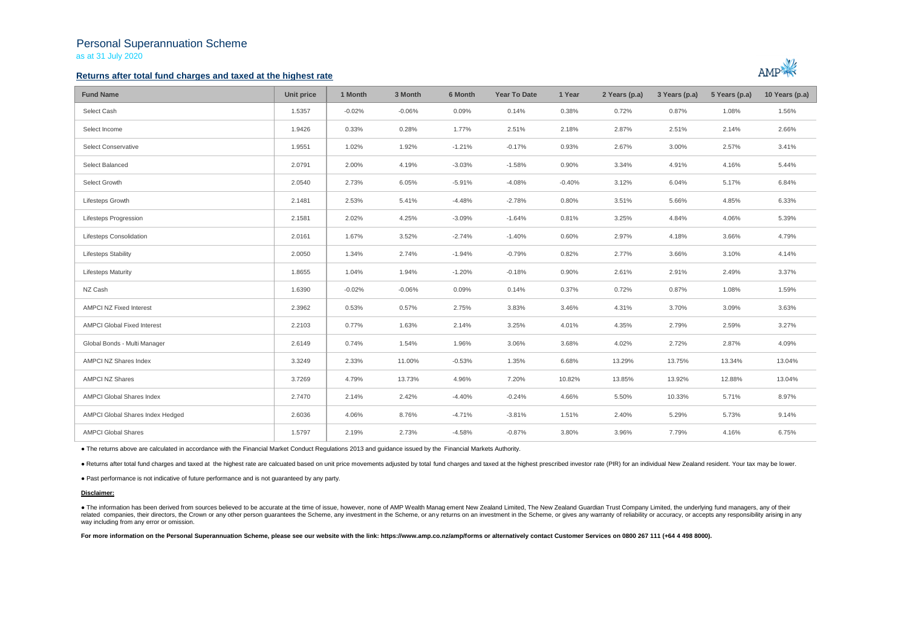# Personal Superannuation Scheme

as at 31 July 2020

## Returns after total fund charges and taxed at the highest rate

| Fund Name | Unit price | 1 Month | 3 Month | 6 Month | Year To Date | 1 Year | 2 Years (p.a) | 3 Years (p.a) | 5 Years (p.a) | 10 Years (p.a) |
|---|---|---|---|---|---|---|---|---|---|---|
| Select Cash | 1.5357 | -0.02% | -0.06% | 0.09% | 0.14% | 0.38% | 0.72% | 0.87% | 1.08% | 1.56% |
| Select Income | 1.9426 | 0.33% | 0.28% | 1.77% | 2.51% | 2.18% | 2.87% | 2.51% | 2.14% | 2.66% |
| Select Conservative | 1.9551 | 1.02% | 1.92% | -1.21% | -0.17% | 0.93% | 2.67% | 3.00% | 2.57% | 3.41% |
| Select Balanced | 2.0791 | 2.00% | 4.19% | -3.03% | -1.58% | 0.90% | 3.34% | 4.91% | 4.16% | 5.44% |
| Select Growth | 2.0540 | 2.73% | 6.05% | -5.91% | -4.08% | -0.40% | 3.12% | 6.04% | 5.17% | 6.84% |
| Lifesteps Growth | 2.1481 | 2.53% | 5.41% | -4.48% | -2.78% | 0.80% | 3.51% | 5.66% | 4.85% | 6.33% |
| Lifesteps Progression | 2.1581 | 2.02% | 4.25% | -3.09% | -1.64% | 0.81% | 3.25% | 4.84% | 4.06% | 5.39% |
| Lifesteps Consolidation | 2.0161 | 1.67% | 3.52% | -2.74% | -1.40% | 0.60% | 2.97% | 4.18% | 3.66% | 4.79% |
| Lifesteps Stability | 2.0050 | 1.34% | 2.74% | -1.94% | -0.79% | 0.82% | 2.77% | 3.66% | 3.10% | 4.14% |
| Lifesteps Maturity | 1.8655 | 1.04% | 1.94% | -1.20% | -0.18% | 0.90% | 2.61% | 2.91% | 2.49% | 3.37% |
| NZ Cash | 1.6390 | -0.02% | -0.06% | 0.09% | 0.14% | 0.37% | 0.72% | 0.87% | 1.08% | 1.59% |
| AMPCI NZ Fixed Interest | 2.3962 | 0.53% | 0.57% | 2.75% | 3.83% | 3.46% | 4.31% | 3.70% | 3.09% | 3.63% |
| AMPCI Global Fixed Interest | 2.2103 | 0.77% | 1.63% | 2.14% | 3.25% | 4.01% | 4.35% | 2.79% | 2.59% | 3.27% |
| Global Bonds - Multi Manager | 2.6149 | 0.74% | 1.54% | 1.96% | 3.06% | 3.68% | 4.02% | 2.72% | 2.87% | 4.09% |
| AMPCI NZ Shares Index | 3.3249 | 2.33% | 11.00% | -0.53% | 1.35% | 6.68% | 13.29% | 13.75% | 13.34% | 13.04% |
| AMPCI NZ Shares | 3.7269 | 4.79% | 13.73% | 4.96% | 7.20% | 10.82% | 13.85% | 13.92% | 12.88% | 13.04% |
| AMPCI Global Shares Index | 2.7470 | 2.14% | 2.42% | -4.40% | -0.24% | 4.66% | 5.50% | 10.33% | 5.71% | 8.97% |
| AMPCI Global Shares Index Hedged | 2.6036 | 4.06% | 8.76% | -4.71% | -3.81% | 1.51% | 2.40% | 5.29% | 5.73% | 9.14% |
| AMPCI Global Shares | 1.5797 | 2.19% | 2.73% | -4.58% | -0.87% | 3.80% | 3.96% | 7.79% | 4.16% | 6.75% |

● The returns above are calculated in accordance with the Financial Market Conduct Regulations 2013 and guidance issued by the Financial Markets Authority.

● Returns after total fund charges and taxed at the highest rate are calcuated based on unit price movements adjusted by total fund charges and taxed at the highest prescribed investor rate (PIR) for an individual New Zealand resident. Your tax may be lower.

● Past performance is not indicative of future performance and is not guaranteed by any party.

**Disclaimer:**

● The information has been derived from sources believed to be accurate at the time of issue, however, none of AMP Wealth Management New Zealand Limited, The New Zealand Guardian Trust Company Limited, the underlying fund managers, any of their related companies, their directors, the Crown or any other person guarantees the Scheme, any investment in the Scheme, or any returns on an investment in the Scheme, or gives any warranty of reliability or accuracy, or accepts any responsibility arising in any way including from any error or omission.

**For more information on the Personal Superannuation Scheme, please see our website with the link: https://www.amp.co.nz/amp/forms or alternatively contact Customer Services on 0800 267 111 (+64 4 498 8000).**